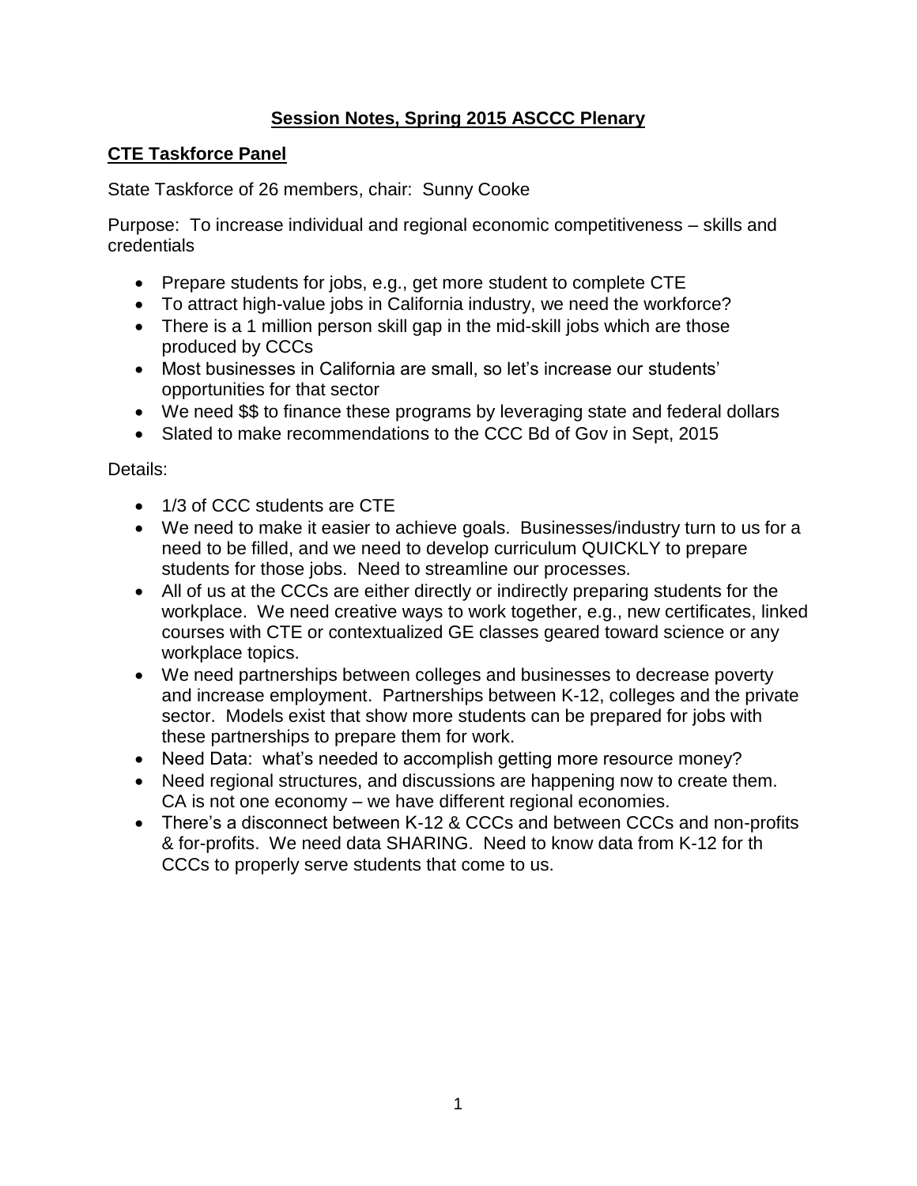# Session Notes, Spring 2015 ASCCC Plenary

## CTE Taskforce Panel

State Taskforce of 26 members, chair: Sunny Cooke

Purpose: To increase individual and regional economic competitiveness – skills and credentials

- Prepare students for jobs, e.g., get more student to complete CTE
- To attract high-value jobs in California industry, we need the workforce?
- There is a 1 million person skill gap in the mid-skill jobs which are those produced by CCCs
- Most businesses in California are small, so let's increase our students' opportunities for that sector
- We need $$ to finance these programs by leveraging state and federal dollars
- Slated to make recommendations to the CCC Bd of Gov in Sept, 2015

Details:

- 1/3 of CCC students are CTE
- We need to make it easier to achieve goals. Businesses/industry turn to us for a need to be filled, and we need to develop curriculum QUICKLY to prepare students for those jobs. Need to streamline our processes.
- All of us at the CCCs are either directly or indirectly preparing students for the workplace. We need creative ways to work together, e.g., new certificates, linked courses with CTE or contextualized GE classes geared toward science or any workplace topics.
- We need partnerships between colleges and businesses to decrease poverty and increase employment. Partnerships between K-12, colleges and the private sector. Models exist that show more students can be prepared for jobs with these partnerships to prepare them for work.
- Need Data: what's needed to accomplish getting more resource money?
- Need regional structures, and discussions are happening now to create them. CA is not one economy – we have different regional economies.
- There's a disconnect between K-12 & CCCs and between CCCs and non-profits & for-profits. We need data SHARING. Need to know data from K-12 for th CCCs to properly serve students that come to us.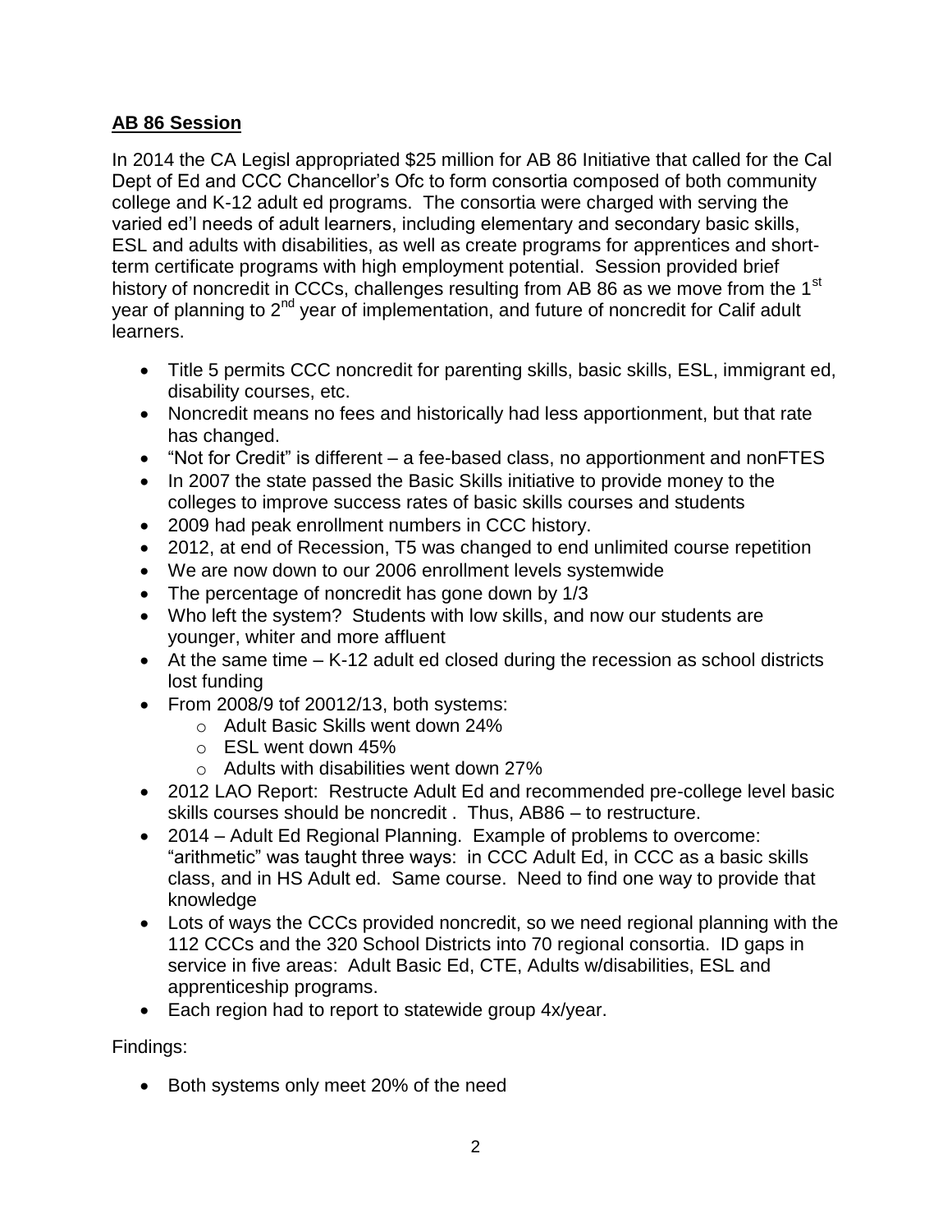**AB 86 Session**

In 2014 the CA Legisl appropriated $25 million for AB 86 Initiative that called for the Cal Dept of Ed and CCC Chancellor's Ofc to form consortia composed of both community college and K-12 adult ed programs. The consortia were charged with serving the varied ed'l needs of adult learners, including elementary and secondary basic skills, ESL and adults with disabilities, as well as create programs for apprentices and short-term certificate programs with high employment potential. Session provided brief history of noncredit in CCCs, challenges resulting from AB 86 as we move from the 1st year of planning to 2nd year of implementation, and future of noncredit for Calif adult learners.

- Title 5 permits CCC noncredit for parenting skills, basic skills, ESL, immigrant ed, disability courses, etc.
- Noncredit means no fees and historically had less apportionment, but that rate has changed.
- "Not for Credit" is different – a fee-based class, no apportionment and nonFTES
- In 2007 the state passed the Basic Skills initiative to provide money to the colleges to improve success rates of basic skills courses and students
- 2009 had peak enrollment numbers in CCC history.
- 2012, at end of Recession, T5 was changed to end unlimited course repetition
- We are now down to our 2006 enrollment levels systemwide
- The percentage of noncredit has gone down by 1/3
- Who left the system? Students with low skills, and now our students are younger, whiter and more affluent
- At the same time – K-12 adult ed closed during the recession as school districts lost funding
- From 2008/9 tof 20012/13, both systems:
  - Adult Basic Skills went down 24%
  - ESL went down 45%
  - Adults with disabilities went down 27%
- 2012 LAO Report: Restructe Adult Ed and recommended pre-college level basic skills courses should be noncredit . Thus, AB86 – to restructure.
- 2014 – Adult Ed Regional Planning. Example of problems to overcome: "arithmetic" was taught three ways: in CCC Adult Ed, in CCC as a basic skills class, and in HS Adult ed. Same course. Need to find one way to provide that knowledge
- Lots of ways the CCCs provided noncredit, so we need regional planning with the 112 CCCs and the 320 School Districts into 70 regional consortia. ID gaps in service in five areas: Adult Basic Ed, CTE, Adults w/disabilities, ESL and apprenticeship programs.
- Each region had to report to statewide group 4x/year.

Findings:

- Both systems only meet 20% of the need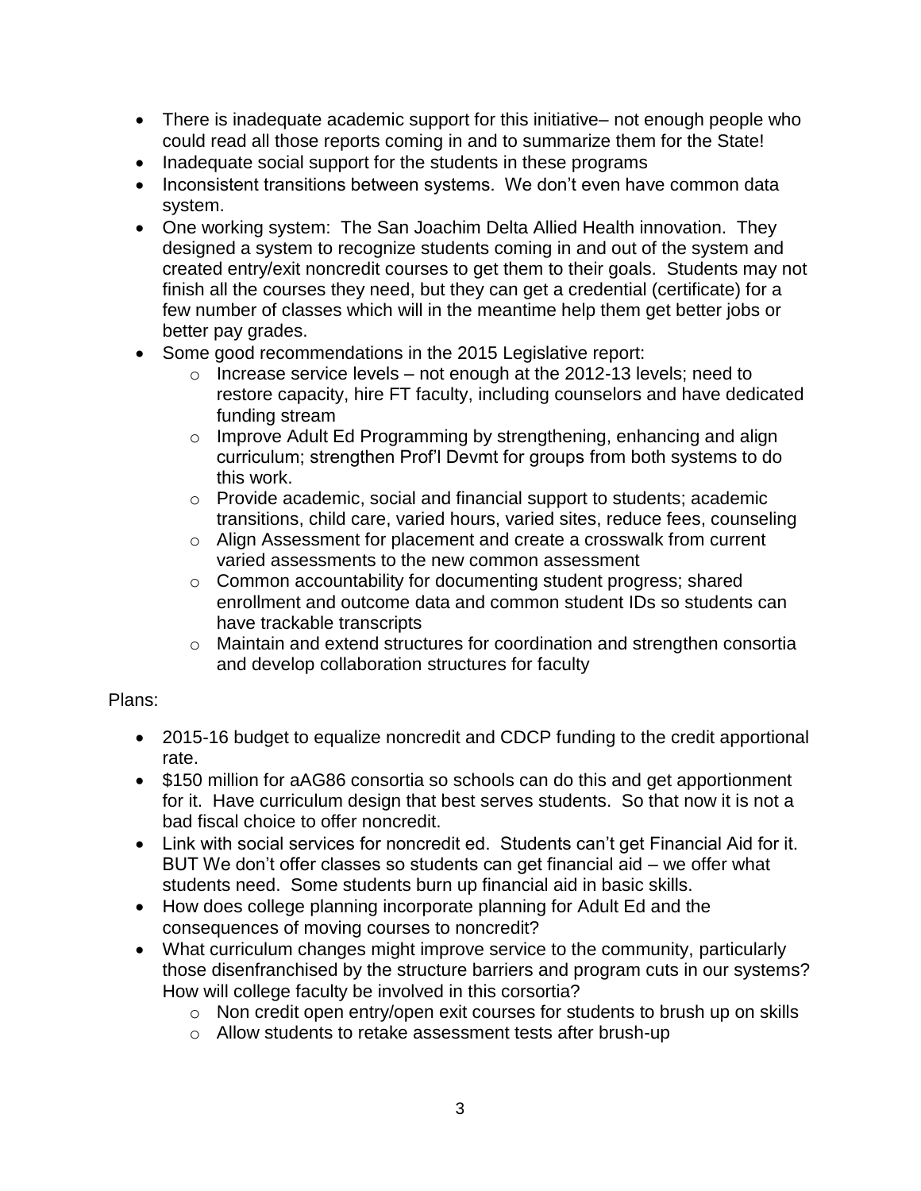- There is inadequate academic support for this initiative– not enough people who could read all those reports coming in and to summarize them for the State!
- Inadequate social support for the students in these programs
- Inconsistent transitions between systems. We don't even have common data system.
- One working system: The San Joachim Delta Allied Health innovation. They designed a system to recognize students coming in and out of the system and created entry/exit noncredit courses to get them to their goals. Students may not finish all the courses they need, but they can get a credential (certificate) for a few number of classes which will in the meantime help them get better jobs or better pay grades.
- Some good recommendations in the 2015 Legislative report:
  - Increase service levels – not enough at the 2012-13 levels; need to restore capacity, hire FT faculty, including counselors and have dedicated funding stream
  - Improve Adult Ed Programming by strengthening, enhancing and align curriculum; strengthen Prof'l Devmt for groups from both systems to do this work.
  - Provide academic, social and financial support to students; academic transitions, child care, varied hours, varied sites, reduce fees, counseling
  - Align Assessment for placement and create a crosswalk from current varied assessments to the new common assessment
  - Common accountability for documenting student progress; shared enrollment and outcome data and common student IDs so students can have trackable transcripts
  - Maintain and extend structures for coordination and strengthen consortia and develop collaboration structures for faculty

Plans:

- 2015-16 budget to equalize noncredit and CDCP funding to the credit apportional rate.
- \$150 million for aAG86 consortia so schools can do this and get apportionment for it. Have curriculum design that best serves students. So that now it is not a bad fiscal choice to offer noncredit.
- Link with social services for noncredit ed. Students can't get Financial Aid for it. BUT We don't offer classes so students can get financial aid – we offer what students need. Some students burn up financial aid in basic skills.
- How does college planning incorporate planning for Adult Ed and the consequences of moving courses to noncredit?
- What curriculum changes might improve service to the community, particularly those disenfranchised by the structure barriers and program cuts in our systems? How will college faculty be involved in this corsortia?
  - Non credit open entry/open exit courses for students to brush up on skills
  - Allow students to retake assessment tests after brush-up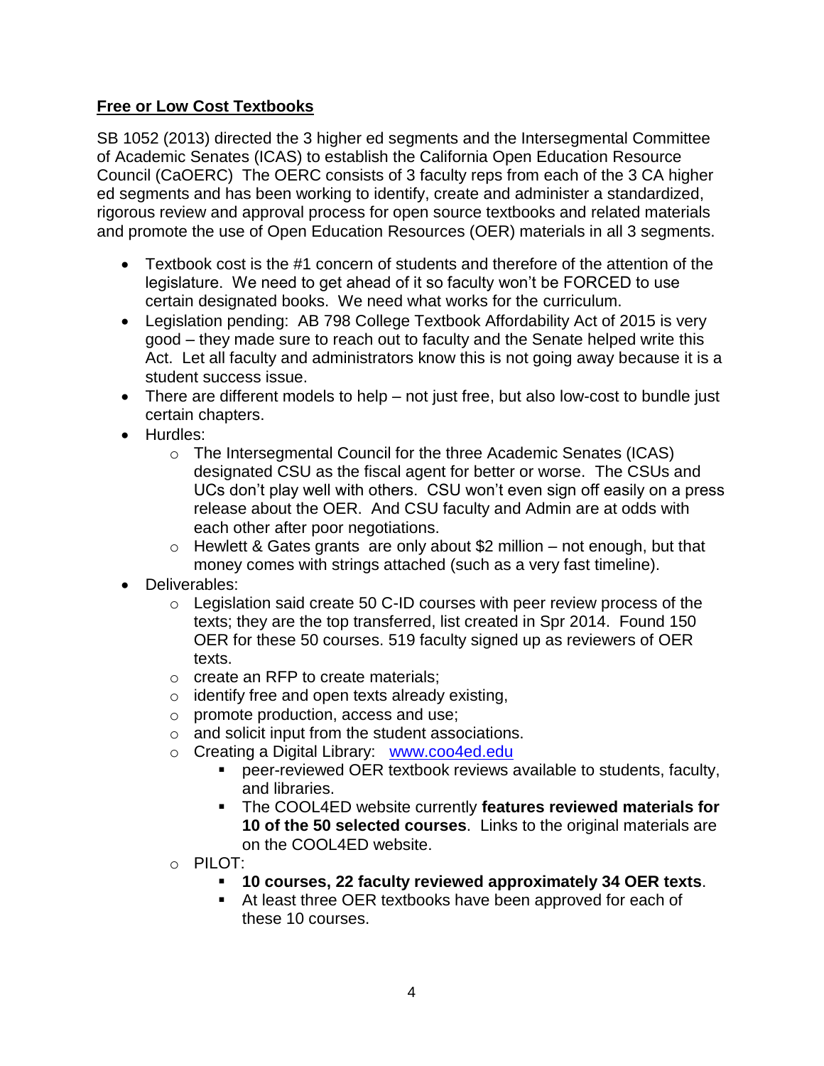**Free or Low Cost Textbooks**

SB 1052 (2013) directed the 3 higher ed segments and the Intersegmental Committee of Academic Senates (ICAS) to establish the California Open Education Resource Council (CaOERC) The OERC consists of 3 faculty reps from each of the 3 CA higher ed segments and has been working to identify, create and administer a standardized, rigorous review and approval process for open source textbooks and related materials and promote the use of Open Education Resources (OER) materials in all 3 segments.

- Textbook cost is the #1 concern of students and therefore of the attention of the legislature. We need to get ahead of it so faculty won't be FORCED to use certain designated books. We need what works for the curriculum.
- Legislation pending: AB 798 College Textbook Affordability Act of 2015 is very good – they made sure to reach out to faculty and the Senate helped write this Act. Let all faculty and administrators know this is not going away because it is a student success issue.
- There are different models to help – not just free, but also low-cost to bundle just certain chapters.
- Hurdles:
  - The Intersegmental Council for the three Academic Senates (ICAS) designated CSU as the fiscal agent for better or worse. The CSUs and UCs don't play well with others. CSU won't even sign off easily on a press release about the OER. And CSU faculty and Admin are at odds with each other after poor negotiations.
  - Hewlett & Gates grants are only about $2 million – not enough, but that money comes with strings attached (such as a very fast timeline).
- Deliverables:
  - Legislation said create 50 C-ID courses with peer review process of the texts; they are the top transferred, list created in Spr 2014. Found 150 OER for these 50 courses. 519 faculty signed up as reviewers of OER texts.
  - create an RFP to create materials;
  - identify free and open texts already existing,
  - promote production, access and use;
  - and solicit input from the student associations.
  - Creating a Digital Library: [www.coo4ed.edu](www.coo4ed.edu)
    - peer-reviewed OER textbook reviews available to students, faculty, and libraries.
    - The COOL4ED website currently **features reviewed materials for 10 of the 50 selected courses**. Links to the original materials are on the COOL4ED website.
  - PILOT:
    - **10 courses, 22 faculty reviewed approximately 34 OER texts**.
    - At least three OER textbooks have been approved for each of these 10 courses.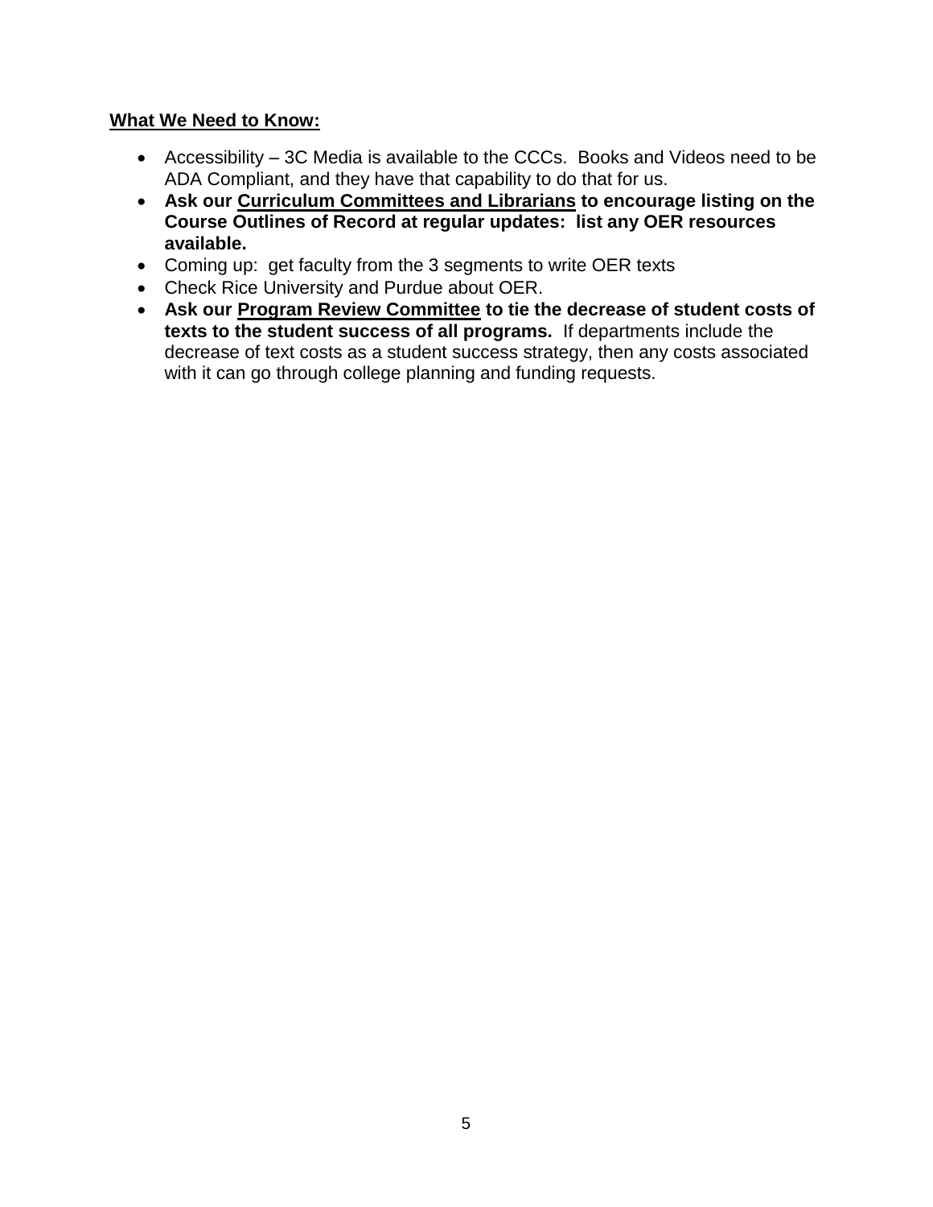**<u>What We Need to Know:</u>**

- Accessibility – 3C Media is available to the CCCs. Books and Videos need to be ADA Compliant, and they have that capability to do that for us.
- **Ask our <u>Curriculum Committees and Librarians</u> to encourage listing on the Course Outlines of Record at regular updates: list any OER resources available.**
- Coming up: get faculty from the 3 segments to write OER texts
- Check Rice University and Purdue about OER.
- **Ask our <u>Program Review Committee</u> to tie the decrease of student costs of texts to the student success of all programs.** If departments include the decrease of text costs as a student success strategy, then any costs associated with it can go through college planning and funding requests.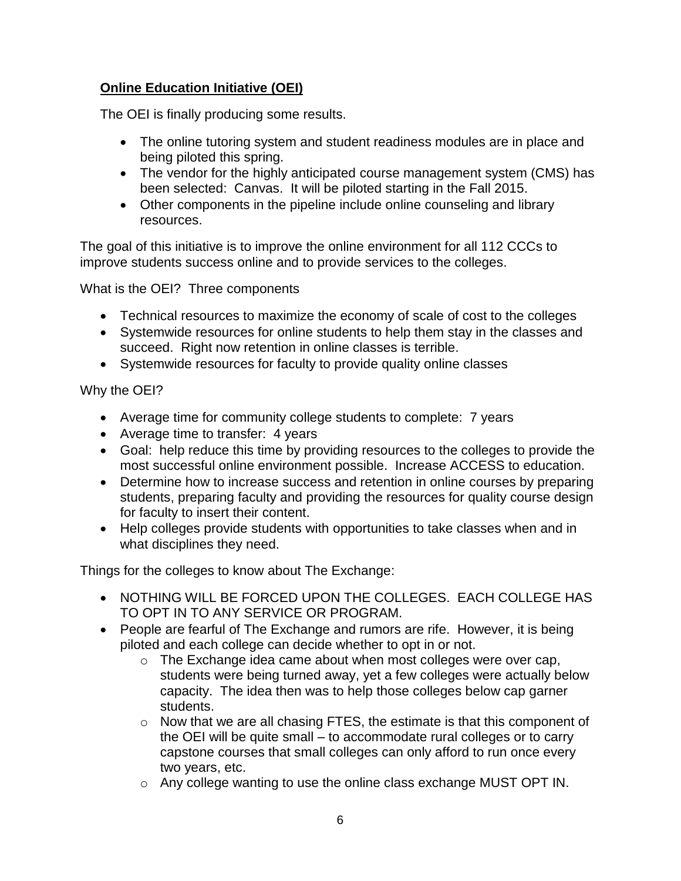**Online Education Initiative (OEI)**

The OEI is finally producing some results.

- The online tutoring system and student readiness modules are in place and being piloted this spring.
- The vendor for the highly anticipated course management system (CMS) has been selected: Canvas. It will be piloted starting in the Fall 2015.
- Other components in the pipeline include online counseling and library resources.

The goal of this initiative is to improve the online environment for all 112 CCCs to improve students success online and to provide services to the colleges.

What is the OEI? Three components

- Technical resources to maximize the economy of scale of cost to the colleges
- Systemwide resources for online students to help them stay in the classes and succeed. Right now retention in online classes is terrible.
- Systemwide resources for faculty to provide quality online classes

Why the OEI?

- Average time for community college students to complete: 7 years
- Average time to transfer: 4 years
- Goal: help reduce this time by providing resources to the colleges to provide the most successful online environment possible. Increase ACCESS to education.
- Determine how to increase success and retention in online courses by preparing students, preparing faculty and providing the resources for quality course design for faculty to insert their content.
- Help colleges provide students with opportunities to take classes when and in what disciplines they need.

Things for the colleges to know about The Exchange:

- NOTHING WILL BE FORCED UPON THE COLLEGES. EACH COLLEGE HAS TO OPT IN TO ANY SERVICE OR PROGRAM.
- People are fearful of The Exchange and rumors are rife. However, it is being piloted and each college can decide whether to opt in or not.
  - The Exchange idea came about when most colleges were over cap, students were being turned away, yet a few colleges were actually below capacity. The idea then was to help those colleges below cap garner students.
  - Now that we are all chasing FTES, the estimate is that this component of the OEI will be quite small – to accommodate rural colleges or to carry capstone courses that small colleges can only afford to run once every two years, etc.
  - Any college wanting to use the online class exchange MUST OPT IN.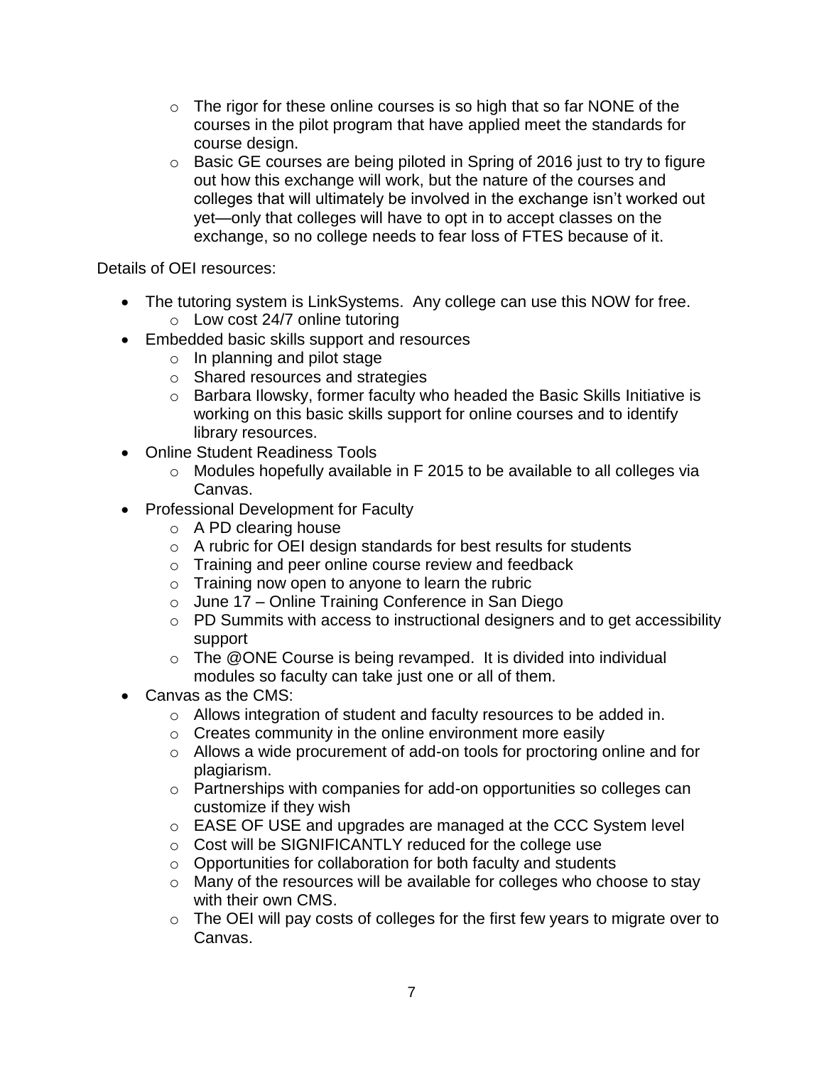- The rigor for these online courses is so high that so far NONE of the courses in the pilot program that have applied meet the standards for course design.
    - Basic GE courses are being piloted in Spring of 2016 just to try to figure out how this exchange will work, but the nature of the courses and colleges that will ultimately be involved in the exchange isn't worked out yet—only that colleges will have to opt in to accept classes on the exchange, so no college needs to fear loss of FTES because of it.

Details of OEI resources:

- The tutoring system is LinkSystems. Any college can use this NOW for free.
    - Low cost 24/7 online tutoring
- Embedded basic skills support and resources
    - In planning and pilot stage
    - Shared resources and strategies
    - Barbara Ilowsky, former faculty who headed the Basic Skills Initiative is working on this basic skills support for online courses and to identify library resources.
- Online Student Readiness Tools
    - Modules hopefully available in F 2015 to be available to all colleges via Canvas.
- Professional Development for Faculty
    - A PD clearing house
    - A rubric for OEI design standards for best results for students
    - Training and peer online course review and feedback
    - Training now open to anyone to learn the rubric
    - June 17 – Online Training Conference in San Diego
    - PD Summits with access to instructional designers and to get accessibility support
    - The @ONE Course is being revamped. It is divided into individual modules so faculty can take just one or all of them.
- Canvas as the CMS:
    - Allows integration of student and faculty resources to be added in.
    - Creates community in the online environment more easily
    - Allows a wide procurement of add-on tools for proctoring online and for plagiarism.
    - Partnerships with companies for add-on opportunities so colleges can customize if they wish
    - EASE OF USE and upgrades are managed at the CCC System level
    - Cost will be SIGNIFICANTLY reduced for the college use
    - Opportunities for collaboration for both faculty and students
    - Many of the resources will be available for colleges who choose to stay with their own CMS.
    - The OEI will pay costs of colleges for the first few years to migrate over to Canvas.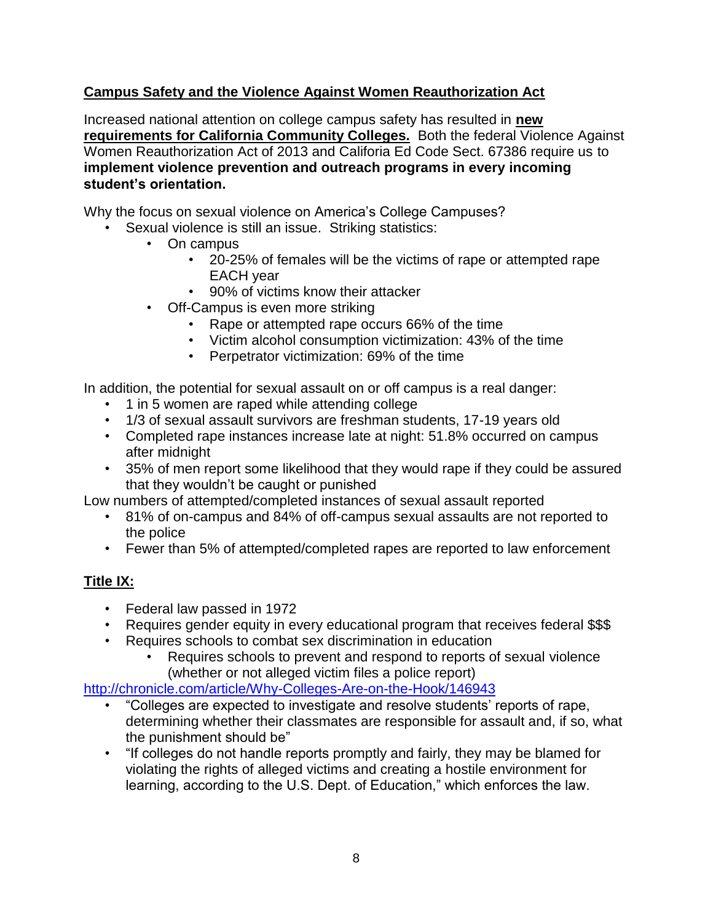**<u>Campus Safety and the Violence Against Women Reauthorization Act</u>**

Increased national attention on college campus safety has resulted in **<u>new requirements for California Community Colleges.</u>** Both the federal Violence Against Women Reauthorization Act of 2013 and Califoria Ed Code Sect. 67386 require us to **implement violence prevention and outreach programs in every incoming student's orientation.**

Why the focus on sexual violence on America's College Campuses?

- Sexual violence is still an issue. Striking statistics:
  - On campus
    - 20-25% of females will be the victims of rape or attempted rape EACH year
    - 90% of victims know their attacker
  - Off-Campus is even more striking
    - Rape or attempted rape occurs 66% of the time
    - Victim alcohol consumption victimization: 43% of the time
    - Perpetrator victimization: 69% of the time

In addition, the potential for sexual assault on or off campus is a real danger:

- 1 in 5 women are raped while attending college
- 1/3 of sexual assault survivors are freshman students, 17-19 years old
- Completed rape instances increase late at night: 51.8% occurred on campus after midnight
- 35% of men report some likelihood that they would rape if they could be assured that they wouldn't be caught or punished

Low numbers of attempted/completed instances of sexual assault reported

- 81% of on-campus and 84% of off-campus sexual assaults are not reported to the police
- Fewer than 5% of attempted/completed rapes are reported to law enforcement

**<u>Title IX:</u>**

- Federal law passed in 1972
- Requires gender equity in every educational program that receives federal $$$
- Requires schools to combat sex discrimination in education
  - Requires schools to prevent and respond to reports of sexual violence (whether or not alleged victim files a police report)

http://chronicle.com/article/Why-Colleges-Are-on-the-Hook/146943

- "Colleges are expected to investigate and resolve students' reports of rape, determining whether their classmates are responsible for assault and, if so, what the punishment should be"
- "If colleges do not handle reports promptly and fairly, they may be blamed for violating the rights of alleged victims and creating a hostile environment for learning, according to the U.S. Dept. of Education," which enforces the law.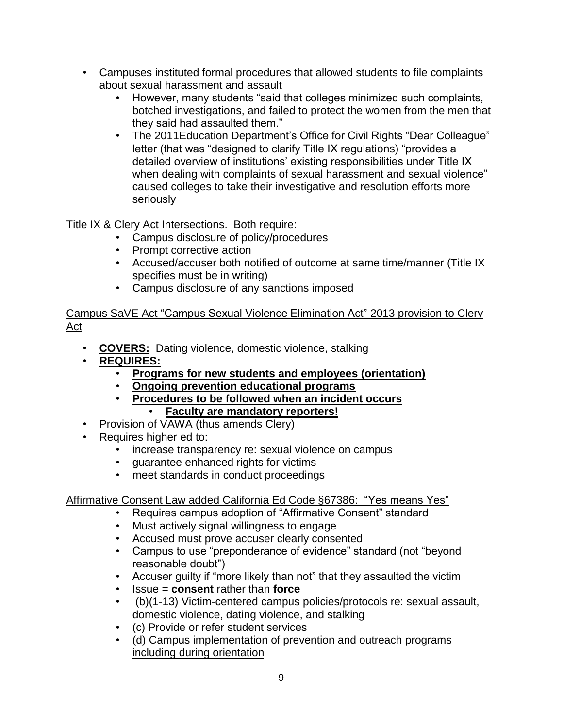- Campuses instituted formal procedures that allowed students to file complaints about sexual harassment and assault
  - However, many students "said that colleges minimized such complaints, botched investigations, and failed to protect the women from the men that they said had assaulted them."
  - The 2011Education Department's Office for Civil Rights "Dear Colleague" letter (that was "designed to clarify Title IX regulations) "provides a detailed overview of institutions' existing responsibilities under Title IX when dealing with complaints of sexual harassment and sexual violence" caused colleges to take their investigative and resolution efforts more seriously

Title IX & Clery Act Intersections. Both require:

- Campus disclosure of policy/procedures
- Prompt corrective action
- Accused/accuser both notified of outcome at same time/manner (Title IX specifies must be in writing)
- Campus disclosure of any sanctions imposed

<u>Campus SaVE Act "Campus Sexual Violence Elimination Act" 2013 provision to Clery Act</u>

- **<u>COVERS:</u>** Dating violence, domestic violence, stalking
- **<u>REQUIRES:</u>**
  - **<u>Programs for new students and employees (orientation)</u>**
  - **<u>Ongoing prevention educational programs</u>**
  - **<u>Procedures to be followed when an incident occurs</u>**
    - **<u>Faculty are mandatory reporters!</u>**
- Provision of VAWA (thus amends Clery)
- Requires higher ed to:
  - increase transparency re: sexual violence on campus
  - guarantee enhanced rights for victims
  - meet standards in conduct proceedings

<u>Affirmative Consent Law added California Ed Code §67386: "Yes means Yes"</u>

- Requires campus adoption of "Affirmative Consent" standard
- Must actively signal willingness to engage
- Accused must prove accuser clearly consented
- Campus to use "preponderance of evidence" standard (not "beyond reasonable doubt")
- Accuser guilty if "more likely than not" that they assaulted the victim
- Issue = **consent** rather than **force**
- (b)(1-13) Victim-centered campus policies/protocols re: sexual assault, domestic violence, dating violence, and stalking
- (c) Provide or refer student services
- (d) Campus implementation of prevention and outreach programs <u>including during orientation</u>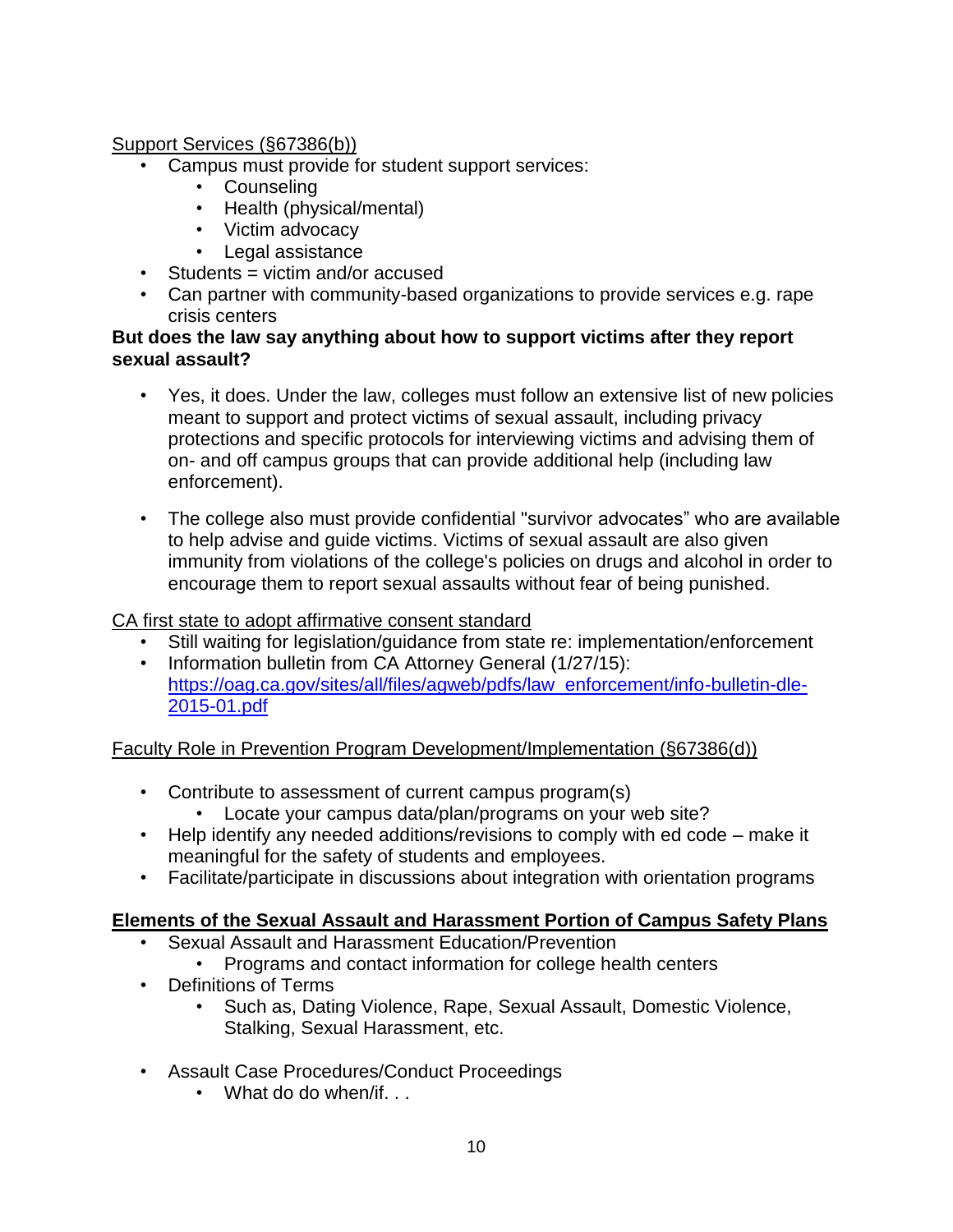Support Services (§67386(b))

- Campus must provide for student support services:
  - Counseling
  - Health (physical/mental)
  - Victim advocacy
  - Legal assistance
- Students = victim and/or accused
- Can partner with community-based organizations to provide services e.g. rape crisis centers

**But does the law say anything about how to support victims after they report sexual assault?**

- Yes, it does. Under the law, colleges must follow an extensive list of new policies meant to support and protect victims of sexual assault, including privacy protections and specific protocols for interviewing victims and advising them of on- and off campus groups that can provide additional help (including law enforcement).

- The college also must provide confidential "survivor advocates" who are available to help advise and guide victims. Victims of sexual assault are also given immunity from violations of the college's policies on drugs and alcohol in order to encourage them to report sexual assaults without fear of being punished.

CA first state to adopt affirmative consent standard

- Still waiting for legislation/guidance from state re: implementation/enforcement
- Information bulletin from CA Attorney General (1/27/15): https://oag.ca.gov/sites/all/files/agweb/pdfs/law_enforcement/info-bulletin-dle-2015-01.pdf

Faculty Role in Prevention Program Development/Implementation (§67386(d))

- Contribute to assessment of current campus program(s)
  - Locate your campus data/plan/programs on your web site?
- Help identify any needed additions/revisions to comply with ed code – make it meaningful for the safety of students and employees.
- Facilitate/participate in discussions about integration with orientation programs

**Elements of the Sexual Assault and Harassment Portion of Campus Safety Plans**

- Sexual Assault and Harassment Education/Prevention
  - Programs and contact information for college health centers
- Definitions of Terms
  - Such as, Dating Violence, Rape, Sexual Assault, Domestic Violence, Stalking, Sexual Harassment, etc.

- Assault Case Procedures/Conduct Proceedings
  - What do do when/if. . .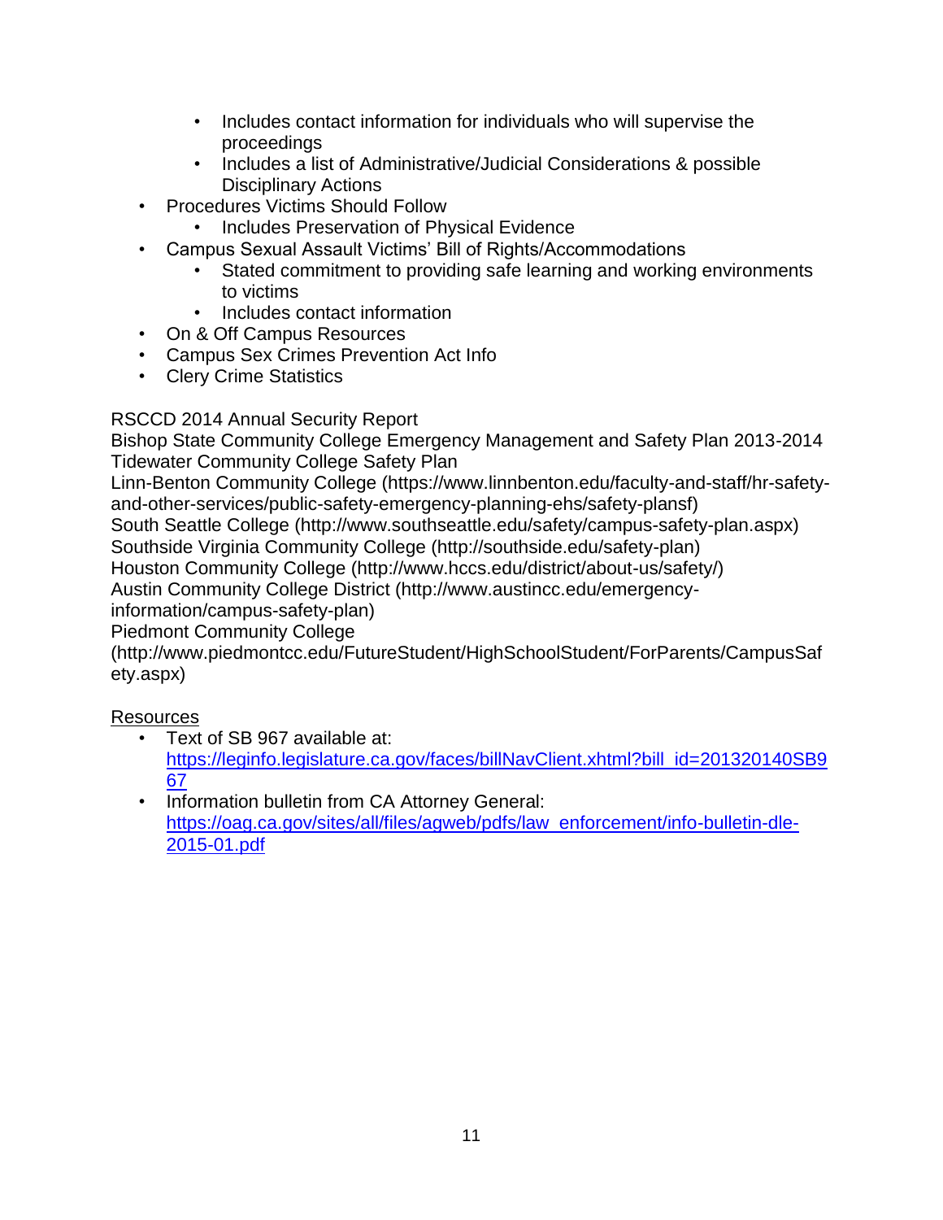- Includes contact information for individuals who will supervise the proceedings
    - Includes a list of Administrative/Judicial Considerations & possible Disciplinary Actions
- Procedures Victims Should Follow
    - Includes Preservation of Physical Evidence
- Campus Sexual Assault Victims' Bill of Rights/Accommodations
    - Stated commitment to providing safe learning and working environments to victims
    - Includes contact information
- On & Off Campus Resources
- Campus Sex Crimes Prevention Act Info
- Clery Crime Statistics

RSCCD 2014 Annual Security Report
Bishop State Community College Emergency Management and Safety Plan 2013-2014
Tidewater Community College Safety Plan
Linn-Benton Community College (https://www.linnbenton.edu/faculty-and-staff/hr-safety-and-other-services/public-safety-emergency-planning-ehs/safety-plansf)
South Seattle College (http://www.southseattle.edu/safety/campus-safety-plan.aspx)
Southside Virginia Community College (http://southside.edu/safety-plan)
Houston Community College (http://www.hccs.edu/district/about-us/safety/)
Austin Community College District (http://www.austincc.edu/emergency-information/campus-safety-plan)
Piedmont Community College (http://www.piedmontcc.edu/FutureStudent/HighSchoolStudent/ForParents/CampusSafety.aspx)

<u>Resources</u>

- Text of SB 967 available at: https://leginfo.legislature.ca.gov/faces/billNavClient.xhtml?bill_id=201320140SB967
- Information bulletin from CA Attorney General: https://oag.ca.gov/sites/all/files/agweb/pdfs/law_enforcement/info-bulletin-dle-2015-01.pdf